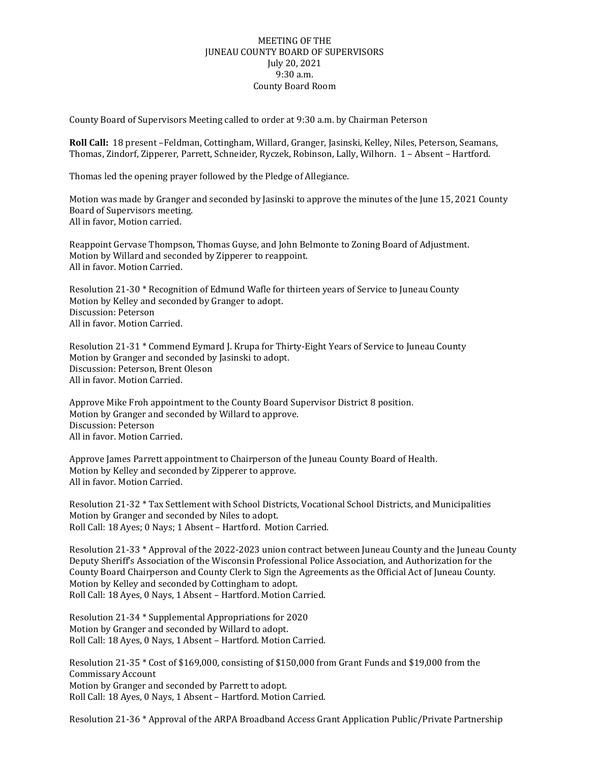MEETING OF THE
JUNEAU COUNTY BOARD OF SUPERVISORS
July 20, 2021
9:30 a.m.
County Board Room

County Board of Supervisors Meeting called to order at 9:30 a.m. by Chairman Peterson

**Roll Call:** 18 present –Feldman, Cottingham, Willard, Granger, Jasinski, Kelley, Niles, Peterson, Seamans, Thomas, Zindorf, Zipperer, Parrett, Schneider, Ryczek, Robinson, Lally, Wilhorn. 1 – Absent – Hartford.

Thomas led the opening prayer followed by the Pledge of Allegiance.

Motion was made by Granger and seconded by Jasinski to approve the minutes of the June 15, 2021 County Board of Supervisors meeting.
All in favor, Motion carried.

Reappoint Gervase Thompson, Thomas Guyse, and John Belmonte to Zoning Board of Adjustment.
Motion by Willard and seconded by Zipperer to reappoint.
All in favor. Motion Carried.

Resolution 21-30 * Recognition of Edmund Wafle for thirteen years of Service to Juneau County
Motion by Kelley and seconded by Granger to adopt.
Discussion: Peterson
All in favor. Motion Carried.

Resolution 21-31 * Commend Eymard J. Krupa for Thirty-Eight Years of Service to Juneau County
Motion by Granger and seconded by Jasinski to adopt.
Discussion: Peterson, Brent Oleson
All in favor. Motion Carried.

Approve Mike Froh appointment to the County Board Supervisor District 8 position.
Motion by Granger and seconded by Willard to approve.
Discussion: Peterson
All in favor. Motion Carried.

Approve James Parrett appointment to Chairperson of the Juneau County Board of Health.
Motion by Kelley and seconded by Zipperer to approve.
All in favor. Motion Carried.

Resolution 21-32 * Tax Settlement with School Districts, Vocational School Districts, and Municipalities
Motion by Granger and seconded by Niles to adopt.
Roll Call: 18 Ayes; 0 Nays; 1 Absent – Hartford. Motion Carried.

Resolution 21-33 * Approval of the 2022-2023 union contract between Juneau County and the Juneau County Deputy Sheriff's Association of the Wisconsin Professional Police Association, and Authorization for the County Board Chairperson and County Clerk to Sign the Agreements as the Official Act of Juneau County.
Motion by Kelley and seconded by Cottingham to adopt.
Roll Call: 18 Ayes, 0 Nays, 1 Absent – Hartford. Motion Carried.

Resolution 21-34 * Supplemental Appropriations for 2020
Motion by Granger and seconded by Willard to adopt.
Roll Call: 18 Ayes, 0 Nays, 1 Absent – Hartford. Motion Carried.

Resolution 21-35 * Cost of $169,000, consisting of $150,000 from Grant Funds and $19,000 from the Commissary Account
Motion by Granger and seconded by Parrett to adopt.
Roll Call: 18 Ayes, 0 Nays, 1 Absent – Hartford. Motion Carried.

Resolution 21-36 * Approval of the ARPA Broadband Access Grant Application Public/Private Partnership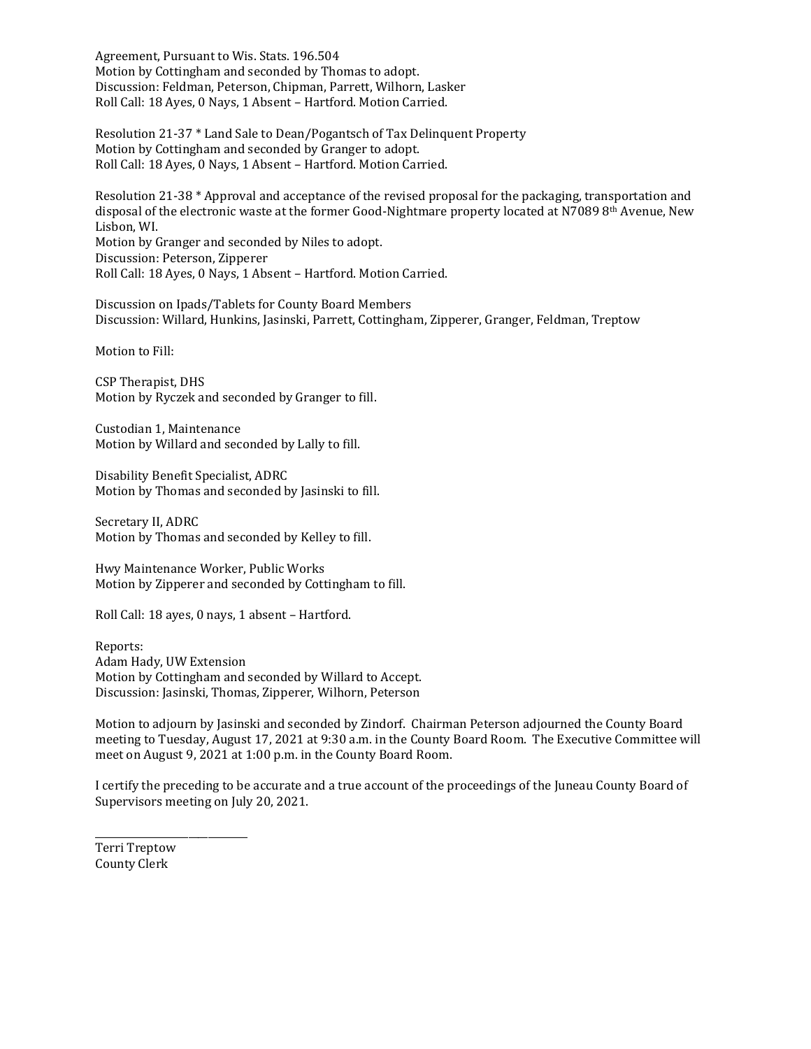Agreement, Pursuant to Wis. Stats. 196.504
Motion by Cottingham and seconded by Thomas to adopt.
Discussion: Feldman, Peterson, Chipman, Parrett, Wilhorn, Lasker
Roll Call: 18 Ayes, 0 Nays, 1 Absent – Hartford. Motion Carried.

Resolution 21-37 * Land Sale to Dean/Pogantsch of Tax Delinquent Property
Motion by Cottingham and seconded by Granger to adopt.
Roll Call: 18 Ayes, 0 Nays, 1 Absent – Hartford. Motion Carried.

Resolution 21-38 * Approval and acceptance of the revised proposal for the packaging, transportation and disposal of the electronic waste at the former Good-Nightmare property located at N7089 8th Avenue, New Lisbon, WI.
Motion by Granger and seconded by Niles to adopt.
Discussion: Peterson, Zipperer
Roll Call: 18 Ayes, 0 Nays, 1 Absent – Hartford. Motion Carried.

Discussion on Ipads/Tablets for County Board Members
Discussion: Willard, Hunkins, Jasinski, Parrett, Cottingham, Zipperer, Granger, Feldman, Treptow

Motion to Fill:

CSP Therapist, DHS
Motion by Ryczek and seconded by Granger to fill.

Custodian 1, Maintenance
Motion by Willard and seconded by Lally to fill.

Disability Benefit Specialist, ADRC
Motion by Thomas and seconded by Jasinski to fill.

Secretary II, ADRC
Motion by Thomas and seconded by Kelley to fill.

Hwy Maintenance Worker, Public Works
Motion by Zipperer and seconded by Cottingham to fill.

Roll Call: 18 ayes, 0 nays, 1 absent – Hartford.

Reports:
Adam Hady, UW Extension
Motion by Cottingham and seconded by Willard to Accept.
Discussion: Jasinski, Thomas, Zipperer, Wilhorn, Peterson

Motion to adjourn by Jasinski and seconded by Zindorf. Chairman Peterson adjourned the County Board meeting to Tuesday, August 17, 2021 at 9:30 a.m. in the County Board Room. The Executive Committee will meet on August 9, 2021 at 1:00 p.m. in the County Board Room.

I certify the preceding to be accurate and a true account of the proceedings of the Juneau County Board of Supervisors meeting on July 20, 2021.

\_\_\_\_\_\_\_\_\_\_\_\_\_\_\_\_\_\_\_\_\_\_\_\_\_\_\_\_\_\_

Terri Treptow
County Clerk